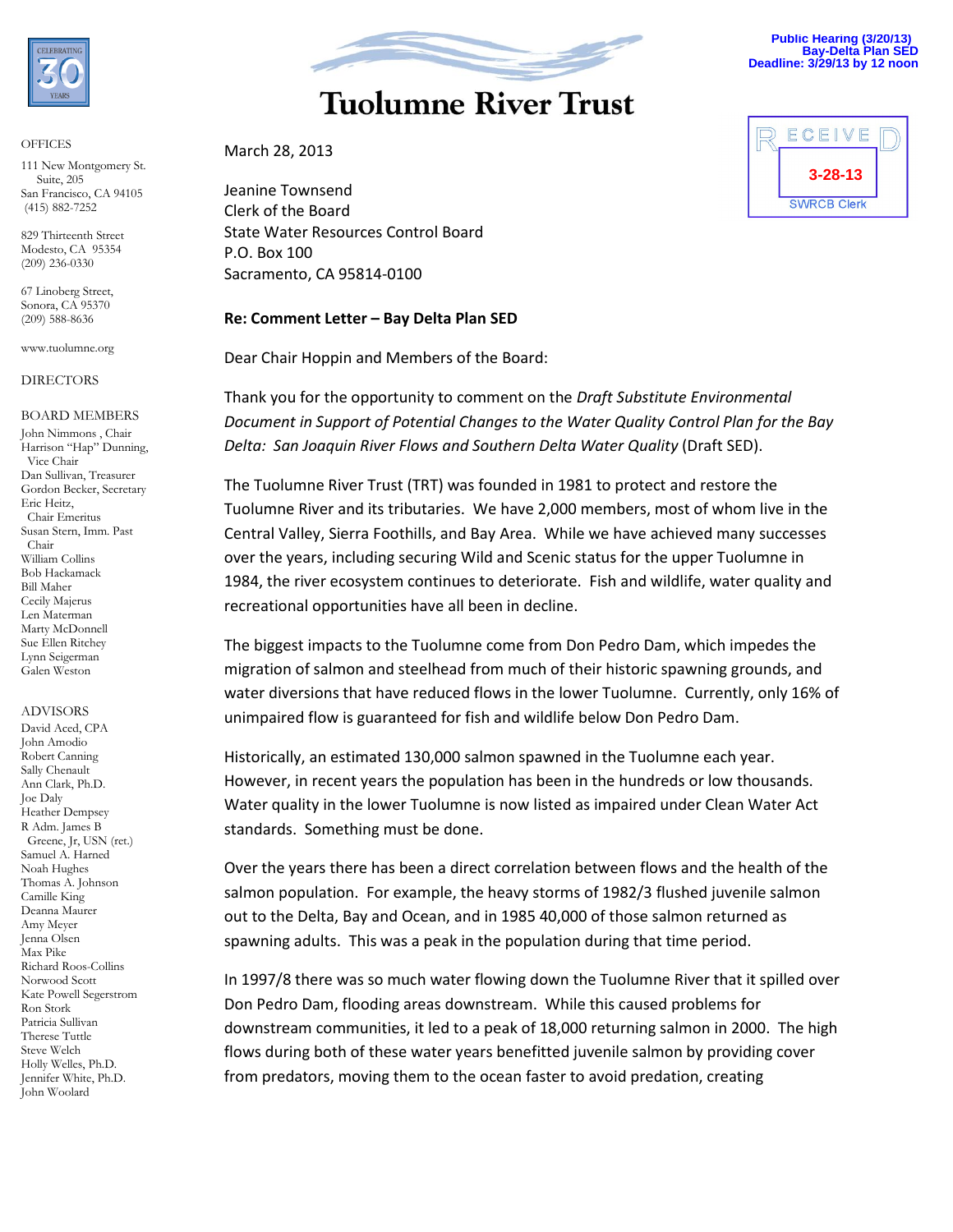Public Hearing (3/20/13)
Bay-Delta Plan SED
Deadline: 3/29/13 by 12 noon

# Tuolumne River Trust

RECEIVED
3-28-13
SWRCB Clerk

CELEBRATING 30 YEARS

OFFICES

111 New Montgomery St.
Suite, 205
San Francisco, CA 94105
(415) 882-7252

829 Thirteenth Street
Modesto, CA 95354
(209) 236-0330

67 Linoberg Street,
Sonora, CA 95370
(209) 588-8636

www.tuolumne.org

DIRECTORS

BOARD MEMBERS

John Nimmons, Chair
Harrison "Hap" Dunning, Vice Chair
Dan Sullivan, Treasurer
Gordon Becker, Secretary
Eric Heitz, Chair Emeritus
Susan Stern, Imm. Past Chair
William Collins
Bob Hackamack
Bill Maher
Cecily Majerus
Len Materman
Marty McDonnell
Sue Ellen Ritchey
Lynn Seigerman
Galen Weston

ADVISORS

David Aced, CPA
John Amodio
Robert Canning
Sally Chenault
Ann Clark, Ph.D.
Joe Daly
Heather Dempsey
R Adm. James B Greene, Jr, USN (ret.)
Samuel A. Harned
Noah Hughes
Thomas A. Johnson
Camille King
Deanna Maurer
Amy Meyer
Jenna Olsen
Max Pike
Richard Roos-Collins
Norwood Scott
Kate Powell Segerstrom
Ron Stork
Patricia Sullivan
Therese Tuttle
Steve Welch
Holly Welles, Ph.D.
Jennifer White, Ph.D.
John Woolard

March 28, 2013

Jeanine Townsend
Clerk of the Board
State Water Resources Control Board
P.O. Box 100
Sacramento, CA 95814-0100

**Re: Comment Letter – Bay Delta Plan SED**

Dear Chair Hoppin and Members of the Board:

Thank you for the opportunity to comment on the *Draft Substitute Environmental Document in Support of Potential Changes to the Water Quality Control Plan for the Bay Delta: San Joaquin River Flows and Southern Delta Water Quality* (Draft SED).

The Tuolumne River Trust (TRT) was founded in 1981 to protect and restore the Tuolumne River and its tributaries. We have 2,000 members, most of whom live in the Central Valley, Sierra Foothills, and Bay Area. While we have achieved many successes over the years, including securing Wild and Scenic status for the upper Tuolumne in 1984, the river ecosystem continues to deteriorate. Fish and wildlife, water quality and recreational opportunities have all been in decline.

The biggest impacts to the Tuolumne come from Don Pedro Dam, which impedes the migration of salmon and steelhead from much of their historic spawning grounds, and water diversions that have reduced flows in the lower Tuolumne. Currently, only 16% of unimpaired flow is guaranteed for fish and wildlife below Don Pedro Dam.

Historically, an estimated 130,000 salmon spawned in the Tuolumne each year. However, in recent years the population has been in the hundreds or low thousands. Water quality in the lower Tuolumne is now listed as impaired under Clean Water Act standards. Something must be done.

Over the years there has been a direct correlation between flows and the health of the salmon population. For example, the heavy storms of 1982/3 flushed juvenile salmon out to the Delta, Bay and Ocean, and in 1985 40,000 of those salmon returned as spawning adults. This was a peak in the population during that time period.

In 1997/8 there was so much water flowing down the Tuolumne River that it spilled over Don Pedro Dam, flooding areas downstream. While this caused problems for downstream communities, it led to a peak of 18,000 returning salmon in 2000. The high flows during both of these water years benefitted juvenile salmon by providing cover from predators, moving them to the ocean faster to avoid predation, creating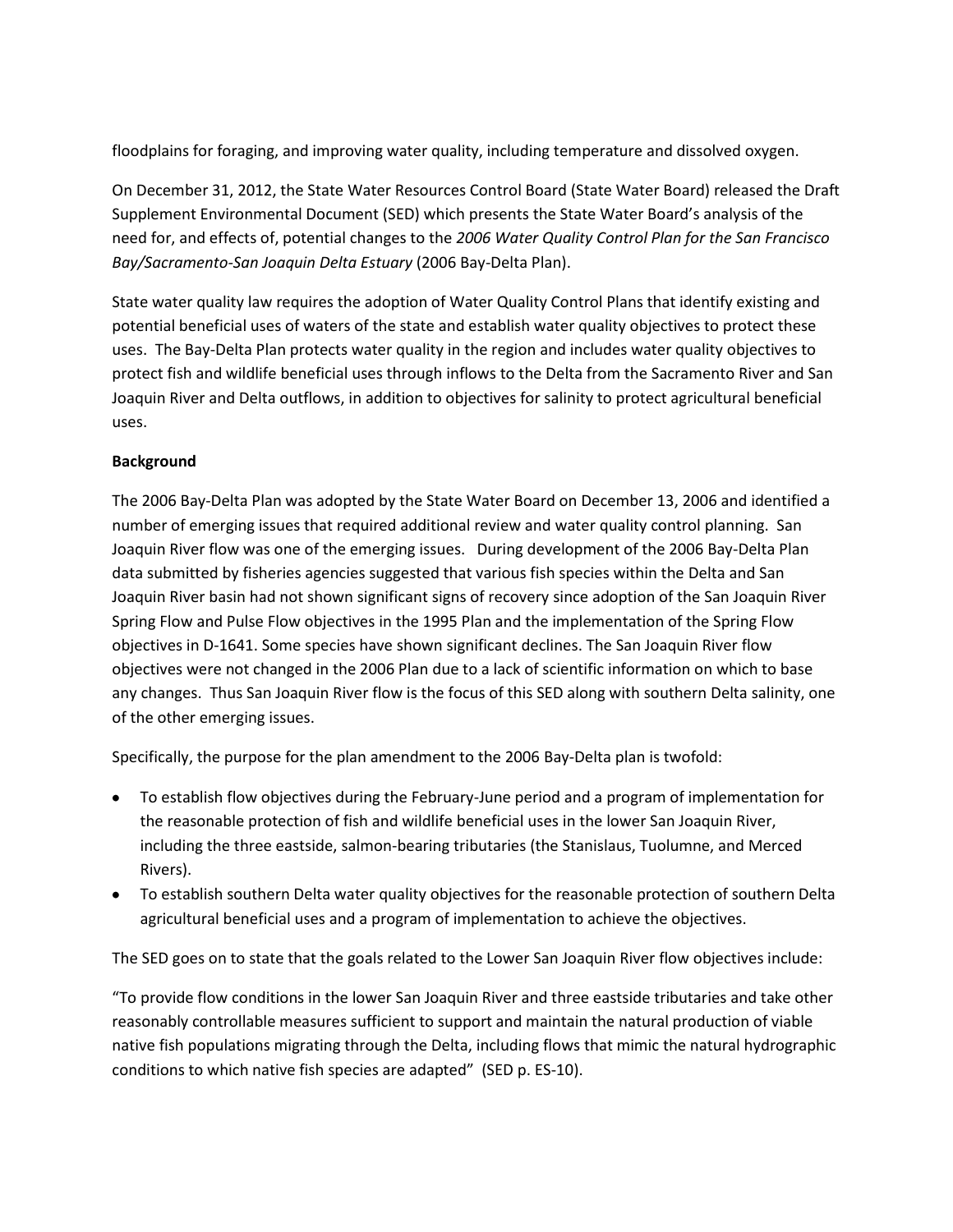floodplains for foraging, and improving water quality, including temperature and dissolved oxygen.

On December 31, 2012, the State Water Resources Control Board (State Water Board) released the Draft Supplement Environmental Document (SED) which presents the State Water Board's analysis of the need for, and effects of, potential changes to the *2006 Water Quality Control Plan for the San Francisco Bay/Sacramento-San Joaquin Delta Estuary* (2006 Bay-Delta Plan).

State water quality law requires the adoption of Water Quality Control Plans that identify existing and potential beneficial uses of waters of the state and establish water quality objectives to protect these uses. The Bay-Delta Plan protects water quality in the region and includes water quality objectives to protect fish and wildlife beneficial uses through inflows to the Delta from the Sacramento River and San Joaquin River and Delta outflows, in addition to objectives for salinity to protect agricultural beneficial uses.

**Background**

The 2006 Bay-Delta Plan was adopted by the State Water Board on December 13, 2006 and identified a number of emerging issues that required additional review and water quality control planning. San Joaquin River flow was one of the emerging issues. During development of the 2006 Bay-Delta Plan data submitted by fisheries agencies suggested that various fish species within the Delta and San Joaquin River basin had not shown significant signs of recovery since adoption of the San Joaquin River Spring Flow and Pulse Flow objectives in the 1995 Plan and the implementation of the Spring Flow objectives in D-1641. Some species have shown significant declines. The San Joaquin River flow objectives were not changed in the 2006 Plan due to a lack of scientific information on which to base any changes. Thus San Joaquin River flow is the focus of this SED along with southern Delta salinity, one of the other emerging issues.

Specifically, the purpose for the plan amendment to the 2006 Bay-Delta plan is twofold:

- To establish flow objectives during the February-June period and a program of implementation for the reasonable protection of fish and wildlife beneficial uses in the lower San Joaquin River, including the three eastside, salmon-bearing tributaries (the Stanislaus, Tuolumne, and Merced Rivers).
- To establish southern Delta water quality objectives for the reasonable protection of southern Delta agricultural beneficial uses and a program of implementation to achieve the objectives.

The SED goes on to state that the goals related to the Lower San Joaquin River flow objectives include:

"To provide flow conditions in the lower San Joaquin River and three eastside tributaries and take other reasonably controllable measures sufficient to support and maintain the natural production of viable native fish populations migrating through the Delta, including flows that mimic the natural hydrographic conditions to which native fish species are adapted" (SED p. ES-10).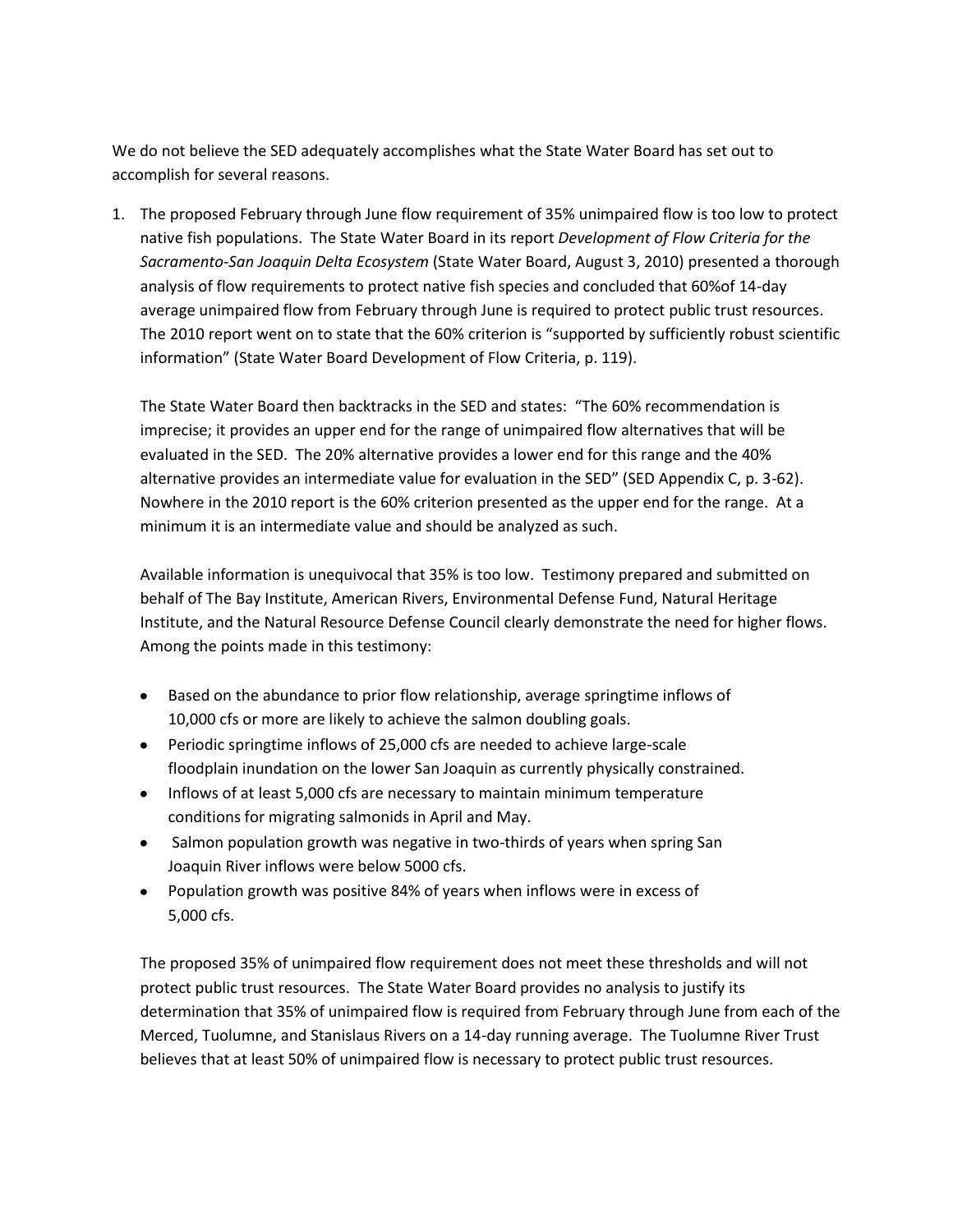We do not believe the SED adequately accomplishes what the State Water Board has set out to accomplish for several reasons.

1. The proposed February through June flow requirement of 35% unimpaired flow is too low to protect native fish populations. The State Water Board in its report *Development of Flow Criteria for the Sacramento-San Joaquin Delta Ecosystem* (State Water Board, August 3, 2010) presented a thorough analysis of flow requirements to protect native fish species and concluded that 60%of 14-day average unimpaired flow from February through June is required to protect public trust resources. The 2010 report went on to state that the 60% criterion is "supported by sufficiently robust scientific information" (State Water Board Development of Flow Criteria, p. 119).

   The State Water Board then backtracks in the SED and states: "The 60% recommendation is imprecise; it provides an upper end for the range of unimpaired flow alternatives that will be evaluated in the SED. The 20% alternative provides a lower end for this range and the 40% alternative provides an intermediate value for evaluation in the SED" (SED Appendix C, p. 3-62). Nowhere in the 2010 report is the 60% criterion presented as the upper end for the range. At a minimum it is an intermediate value and should be analyzed as such.

   Available information is unequivocal that 35% is too low. Testimony prepared and submitted on behalf of The Bay Institute, American Rivers, Environmental Defense Fund, Natural Heritage Institute, and the Natural Resource Defense Council clearly demonstrate the need for higher flows. Among the points made in this testimony:

   - Based on the abundance to prior flow relationship, average springtime inflows of 10,000 cfs or more are likely to achieve the salmon doubling goals.
   - Periodic springtime inflows of 25,000 cfs are needed to achieve large-scale floodplain inundation on the lower San Joaquin as currently physically constrained.
   - Inflows of at least 5,000 cfs are necessary to maintain minimum temperature conditions for migrating salmonids in April and May.
   - Salmon population growth was negative in two-thirds of years when spring San Joaquin River inflows were below 5000 cfs.
   - Population growth was positive 84% of years when inflows were in excess of 5,000 cfs.

   The proposed 35% of unimpaired flow requirement does not meet these thresholds and will not protect public trust resources. The State Water Board provides no analysis to justify its determination that 35% of unimpaired flow is required from February through June from each of the Merced, Tuolumne, and Stanislaus Rivers on a 14-day running average. The Tuolumne River Trust believes that at least 50% of unimpaired flow is necessary to protect public trust resources.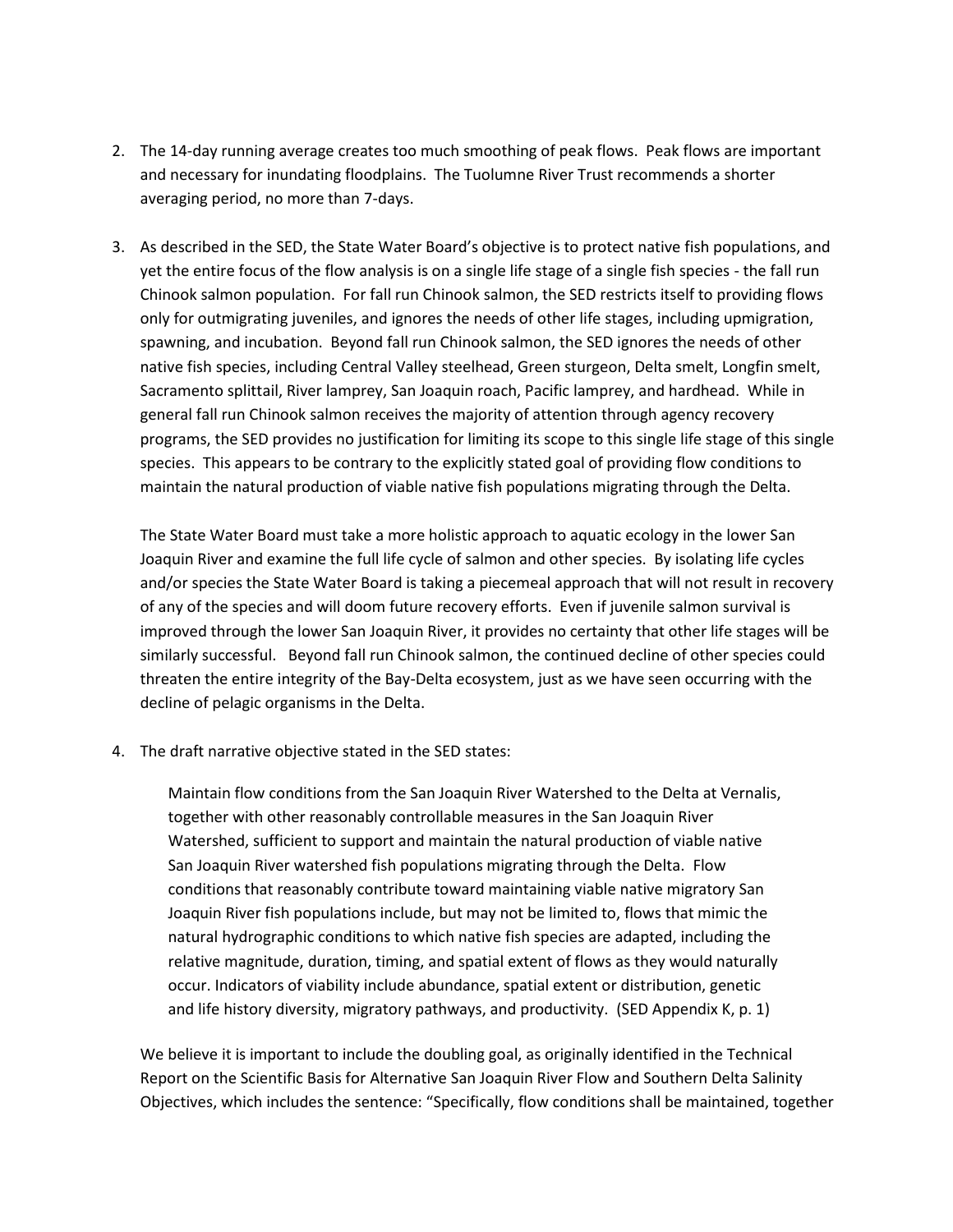2. The 14-day running average creates too much smoothing of peak flows. Peak flows are important and necessary for inundating floodplains. The Tuolumne River Trust recommends a shorter averaging period, no more than 7-days.

3. As described in the SED, the State Water Board's objective is to protect native fish populations, and yet the entire focus of the flow analysis is on a single life stage of a single fish species - the fall run Chinook salmon population. For fall run Chinook salmon, the SED restricts itself to providing flows only for outmigrating juveniles, and ignores the needs of other life stages, including upmigration, spawning, and incubation. Beyond fall run Chinook salmon, the SED ignores the needs of other native fish species, including Central Valley steelhead, Green sturgeon, Delta smelt, Longfin smelt, Sacramento splittail, River lamprey, San Joaquin roach, Pacific lamprey, and hardhead. While in general fall run Chinook salmon receives the majority of attention through agency recovery programs, the SED provides no justification for limiting its scope to this single life stage of this single species. This appears to be contrary to the explicitly stated goal of providing flow conditions to maintain the natural production of viable native fish populations migrating through the Delta.

   The State Water Board must take a more holistic approach to aquatic ecology in the lower San Joaquin River and examine the full life cycle of salmon and other species. By isolating life cycles and/or species the State Water Board is taking a piecemeal approach that will not result in recovery of any of the species and will doom future recovery efforts. Even if juvenile salmon survival is improved through the lower San Joaquin River, it provides no certainty that other life stages will be similarly successful. Beyond fall run Chinook salmon, the continued decline of other species could threaten the entire integrity of the Bay-Delta ecosystem, just as we have seen occurring with the decline of pelagic organisms in the Delta.

4. The draft narrative objective stated in the SED states:

   > Maintain flow conditions from the San Joaquin River Watershed to the Delta at Vernalis, together with other reasonably controllable measures in the San Joaquin River Watershed, sufficient to support and maintain the natural production of viable native San Joaquin River watershed fish populations migrating through the Delta. Flow conditions that reasonably contribute toward maintaining viable native migratory San Joaquin River fish populations include, but may not be limited to, flows that mimic the natural hydrographic conditions to which native fish species are adapted, including the relative magnitude, duration, timing, and spatial extent of flows as they would naturally occur. Indicators of viability include abundance, spatial extent or distribution, genetic and life history diversity, migratory pathways, and productivity. (SED Appendix K, p. 1)

   We believe it is important to include the doubling goal, as originally identified in the Technical Report on the Scientific Basis for Alternative San Joaquin River Flow and Southern Delta Salinity Objectives, which includes the sentence: "Specifically, flow conditions shall be maintained, together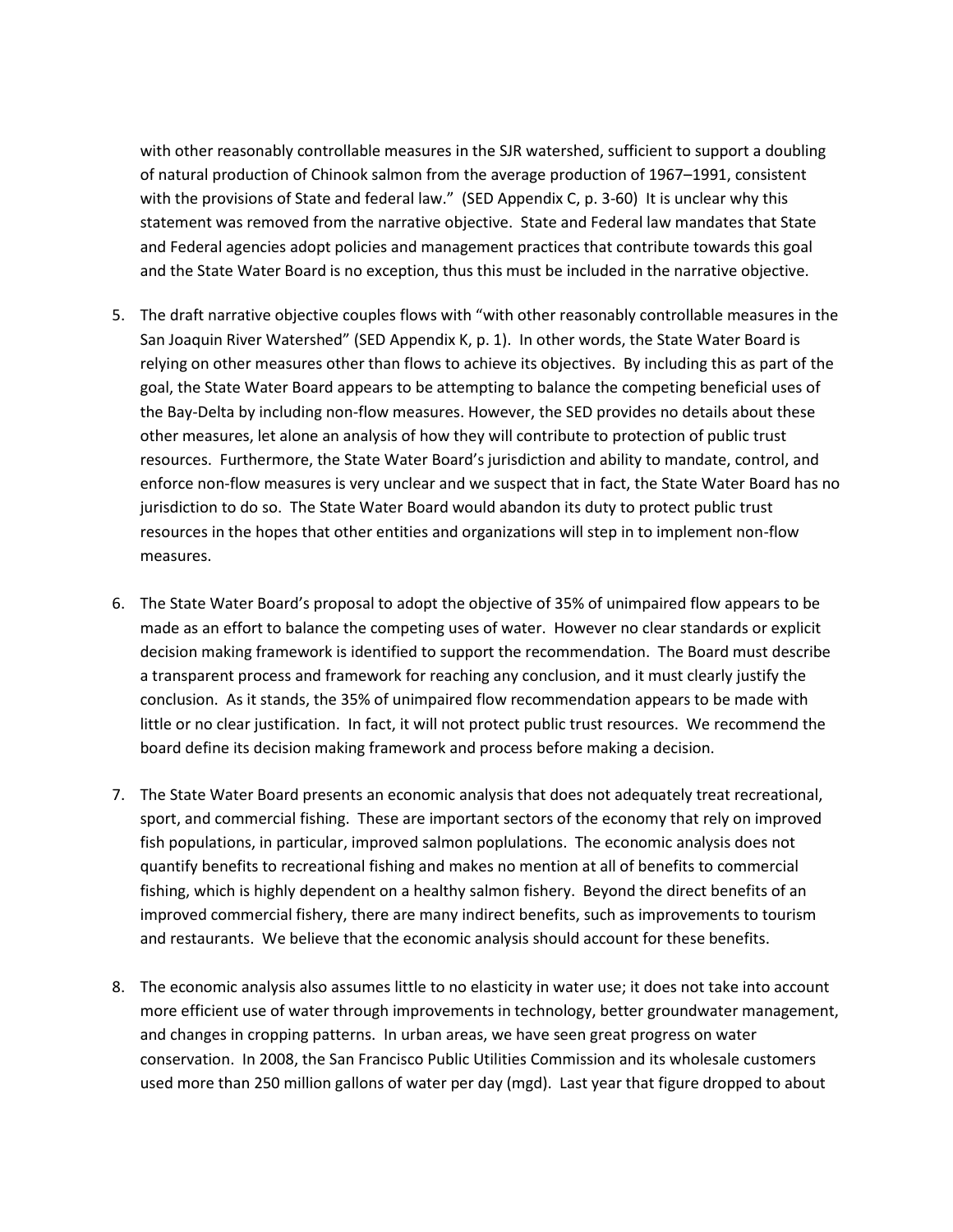with other reasonably controllable measures in the SJR watershed, sufficient to support a doubling of natural production of Chinook salmon from the average production of 1967–1991, consistent with the provisions of State and federal law." (SED Appendix C, p. 3-60) It is unclear why this statement was removed from the narrative objective. State and Federal law mandates that State and Federal agencies adopt policies and management practices that contribute towards this goal and the State Water Board is no exception, thus this must be included in the narrative objective.

5. The draft narrative objective couples flows with "with other reasonably controllable measures in the San Joaquin River Watershed" (SED Appendix K, p. 1). In other words, the State Water Board is relying on other measures other than flows to achieve its objectives. By including this as part of the goal, the State Water Board appears to be attempting to balance the competing beneficial uses of the Bay-Delta by including non-flow measures. However, the SED provides no details about these other measures, let alone an analysis of how they will contribute to protection of public trust resources. Furthermore, the State Water Board's jurisdiction and ability to mandate, control, and enforce non-flow measures is very unclear and we suspect that in fact, the State Water Board has no jurisdiction to do so. The State Water Board would abandon its duty to protect public trust resources in the hopes that other entities and organizations will step in to implement non-flow measures.

6. The State Water Board's proposal to adopt the objective of 35% of unimpaired flow appears to be made as an effort to balance the competing uses of water. However no clear standards or explicit decision making framework is identified to support the recommendation. The Board must describe a transparent process and framework for reaching any conclusion, and it must clearly justify the conclusion. As it stands, the 35% of unimpaired flow recommendation appears to be made with little or no clear justification. In fact, it will not protect public trust resources. We recommend the board define its decision making framework and process before making a decision.

7. The State Water Board presents an economic analysis that does not adequately treat recreational, sport, and commercial fishing. These are important sectors of the economy that rely on improved fish populations, in particular, improved salmon poplulations. The economic analysis does not quantify benefits to recreational fishing and makes no mention at all of benefits to commercial fishing, which is highly dependent on a healthy salmon fishery. Beyond the direct benefits of an improved commercial fishery, there are many indirect benefits, such as improvements to tourism and restaurants. We believe that the economic analysis should account for these benefits.

8. The economic analysis also assumes little to no elasticity in water use; it does not take into account more efficient use of water through improvements in technology, better groundwater management, and changes in cropping patterns. In urban areas, we have seen great progress on water conservation. In 2008, the San Francisco Public Utilities Commission and its wholesale customers used more than 250 million gallons of water per day (mgd). Last year that figure dropped to about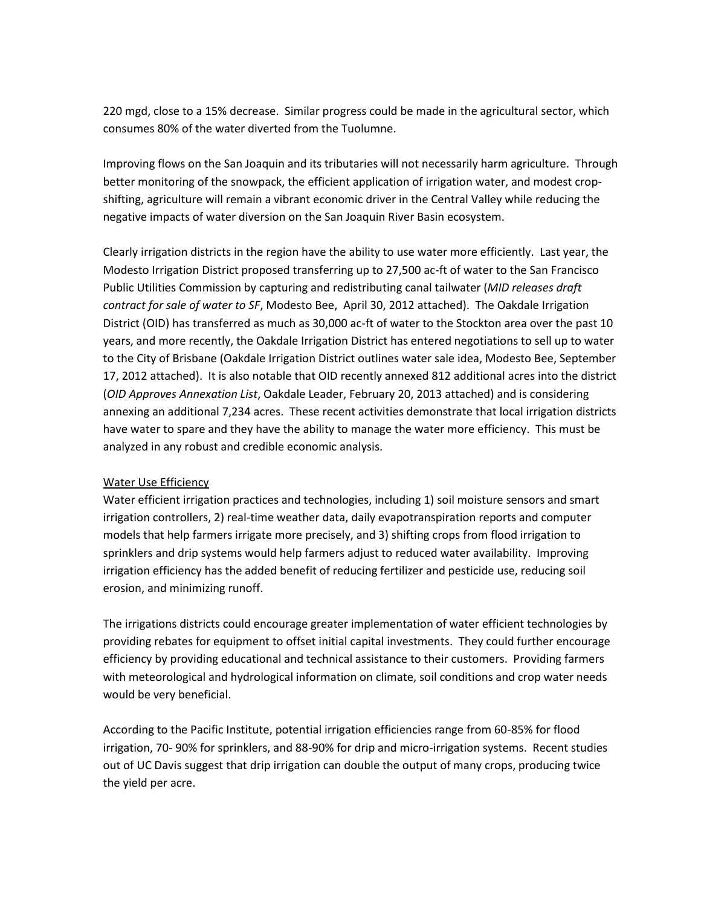220 mgd, close to a 15% decrease. Similar progress could be made in the agricultural sector, which consumes 80% of the water diverted from the Tuolumne.

Improving flows on the San Joaquin and its tributaries will not necessarily harm agriculture. Through better monitoring of the snowpack, the efficient application of irrigation water, and modest crop-shifting, agriculture will remain a vibrant economic driver in the Central Valley while reducing the negative impacts of water diversion on the San Joaquin River Basin ecosystem.

Clearly irrigation districts in the region have the ability to use water more efficiently. Last year, the Modesto Irrigation District proposed transferring up to 27,500 ac-ft of water to the San Francisco Public Utilities Commission by capturing and redistributing canal tailwater (*MID releases draft contract for sale of water to SF*, Modesto Bee, April 30, 2012 attached). The Oakdale Irrigation District (OID) has transferred as much as 30,000 ac-ft of water to the Stockton area over the past 10 years, and more recently, the Oakdale Irrigation District has entered negotiations to sell up to water to the City of Brisbane (Oakdale Irrigation District outlines water sale idea, Modesto Bee, September 17, 2012 attached). It is also notable that OID recently annexed 812 additional acres into the district (*OID Approves Annexation List*, Oakdale Leader, February 20, 2013 attached) and is considering annexing an additional 7,234 acres. These recent activities demonstrate that local irrigation districts have water to spare and they have the ability to manage the water more efficiency. This must be analyzed in any robust and credible economic analysis.

<u>Water Use Efficiency</u>

Water efficient irrigation practices and technologies, including 1) soil moisture sensors and smart irrigation controllers, 2) real-time weather data, daily evapotranspiration reports and computer models that help farmers irrigate more precisely, and 3) shifting crops from flood irrigation to sprinklers and drip systems would help farmers adjust to reduced water availability. Improving irrigation efficiency has the added benefit of reducing fertilizer and pesticide use, reducing soil erosion, and minimizing runoff.

The irrigations districts could encourage greater implementation of water efficient technologies by providing rebates for equipment to offset initial capital investments. They could further encourage efficiency by providing educational and technical assistance to their customers. Providing farmers with meteorological and hydrological information on climate, soil conditions and crop water needs would be very beneficial.

According to the Pacific Institute, potential irrigation efficiencies range from 60-85% for flood irrigation, 70- 90% for sprinklers, and 88-90% for drip and micro-irrigation systems. Recent studies out of UC Davis suggest that drip irrigation can double the output of many crops, producing twice the yield per acre.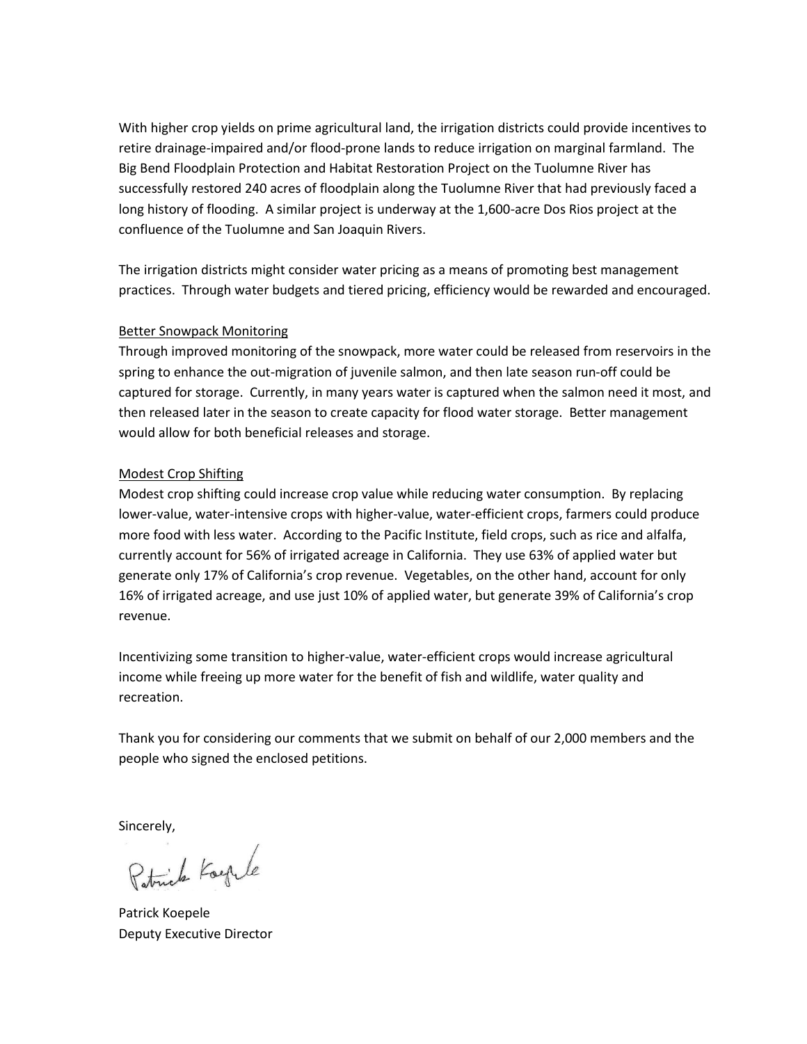With higher crop yields on prime agricultural land, the irrigation districts could provide incentives to retire drainage-impaired and/or flood-prone lands to reduce irrigation on marginal farmland. The Big Bend Floodplain Protection and Habitat Restoration Project on the Tuolumne River has successfully restored 240 acres of floodplain along the Tuolumne River that had previously faced a long history of flooding. A similar project is underway at the 1,600-acre Dos Rios project at the confluence of the Tuolumne and San Joaquin Rivers.

The irrigation districts might consider water pricing as a means of promoting best management practices. Through water budgets and tiered pricing, efficiency would be rewarded and encouraged.

<u>Better Snowpack Monitoring</u>

Through improved monitoring of the snowpack, more water could be released from reservoirs in the spring to enhance the out-migration of juvenile salmon, and then late season run-off could be captured for storage. Currently, in many years water is captured when the salmon need it most, and then released later in the season to create capacity for flood water storage. Better management would allow for both beneficial releases and storage.

<u>Modest Crop Shifting</u>

Modest crop shifting could increase crop value while reducing water consumption. By replacing lower-value, water-intensive crops with higher-value, water-efficient crops, farmers could produce more food with less water. According to the Pacific Institute, field crops, such as rice and alfalfa, currently account for 56% of irrigated acreage in California. They use 63% of applied water but generate only 17% of California's crop revenue. Vegetables, on the other hand, account for only 16% of irrigated acreage, and use just 10% of applied water, but generate 39% of California's crop revenue.

Incentivizing some transition to higher-value, water-efficient crops would increase agricultural income while freeing up more water for the benefit of fish and wildlife, water quality and recreation.

Thank you for considering our comments that we submit on behalf of our 2,000 members and the people who signed the enclosed petitions.

Sincerely,

Patrick Koepele

Patrick Koepele
Deputy Executive Director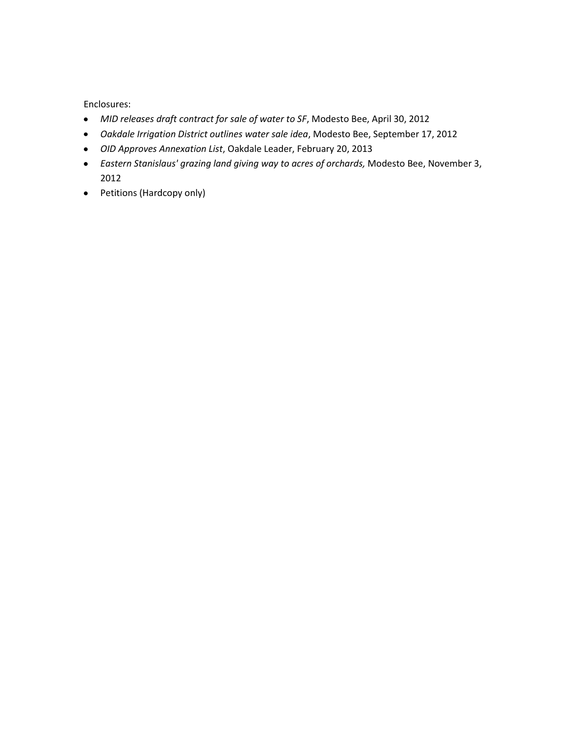Enclosures:

- *MID releases draft contract for sale of water to SF*, Modesto Bee, April 30, 2012
- *Oakdale Irrigation District outlines water sale idea*, Modesto Bee, September 17, 2012
- *OID Approves Annexation List*, Oakdale Leader, February 20, 2013
- *Eastern Stanislaus' grazing land giving way to acres of orchards,* Modesto Bee, November 3, 2012
- Petitions (Hardcopy only)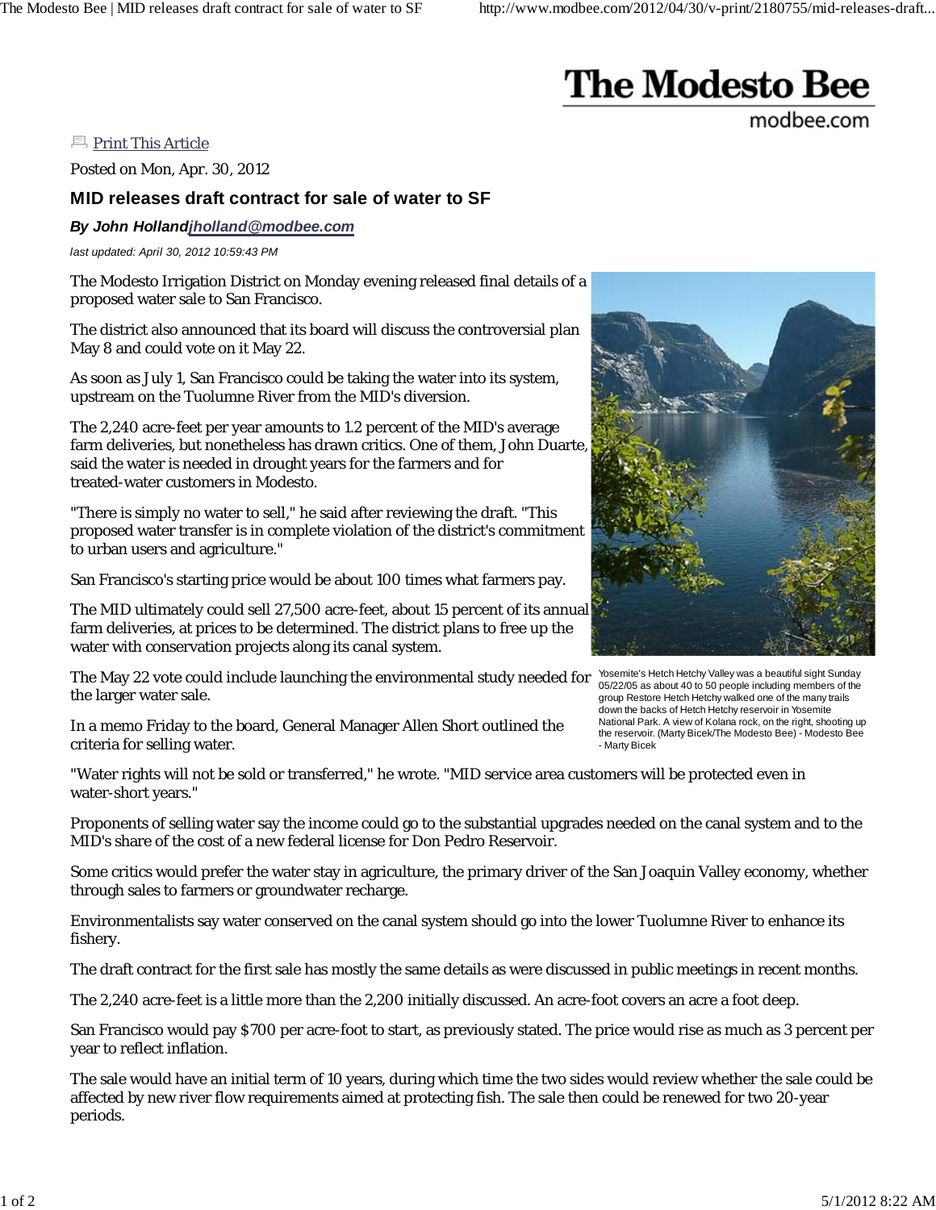# The Modesto Bee

modbee.com

Print This Article

Posted on Mon, Apr. 30, 2012

## MID releases draft contract for sale of water to SF

***By John Holland*** ***jholland@modbee.com***

*last updated: April 30, 2012 10:59:43 PM*

The Modesto Irrigation District on Monday evening released final details of a proposed water sale to San Francisco.

The district also announced that its board will discuss the controversial plan May 8 and could vote on it May 22.

As soon as July 1, San Francisco could be taking the water into its system, upstream on the Tuolumne River from the MID's diversion.

The 2,240 acre-feet per year amounts to 1.2 percent of the MID's average farm deliveries, but nonetheless has drawn critics. One of them, John Duarte, said the water is needed in drought years for the farmers and for treated-water customers in Modesto.

"There is simply no water to sell," he said after reviewing the draft. "This proposed water transfer is in complete violation of the district's commitment to urban users and agriculture."

San Francisco's starting price would be about 100 times what farmers pay.

The MID ultimately could sell 27,500 acre-feet, about 15 percent of its annual farm deliveries, at prices to be determined. The district plans to free up the water with conservation projects along its canal system.

The May 22 vote could include launching the environmental study needed for the larger water sale.

Yosemite's Hetch Hetchy Valley was a beautiful sight Sunday 05/22/05 as about 40 to 50 people including members of the group Restore Hetch Hetchy walked one of the many trails down the backs of Hetch Hetchy reservoir in Yosemite National Park. A view of Kolana rock, on the right, shooting up the reservoir. (Marty Bicek/The Modesto Bee) - Modesto Bee - Marty Bicek

In a memo Friday to the board, General Manager Allen Short outlined the criteria for selling water.

"Water rights will not be sold or transferred," he wrote. "MID service area customers will be protected even in water-short years."

Proponents of selling water say the income could go to the substantial upgrades needed on the canal system and to the MID's share of the cost of a new federal license for Don Pedro Reservoir.

Some critics would prefer the water stay in agriculture, the primary driver of the San Joaquin Valley economy, whether through sales to farmers or groundwater recharge.

Environmentalists say water conserved on the canal system should go into the lower Tuolumne River to enhance its fishery.

The draft contract for the first sale has mostly the same details as were discussed in public meetings in recent months.

The 2,240 acre-feet is a little more than the 2,200 initially discussed. An acre-foot covers an acre a foot deep.

San Francisco would pay $700 per acre-foot to start, as previously stated. The price would rise as much as 3 percent per year to reflect inflation.

The sale would have an initial term of 10 years, during which time the two sides would review whether the sale could be affected by new river flow requirements aimed at protecting fish. The sale then could be renewed for two 20-year periods.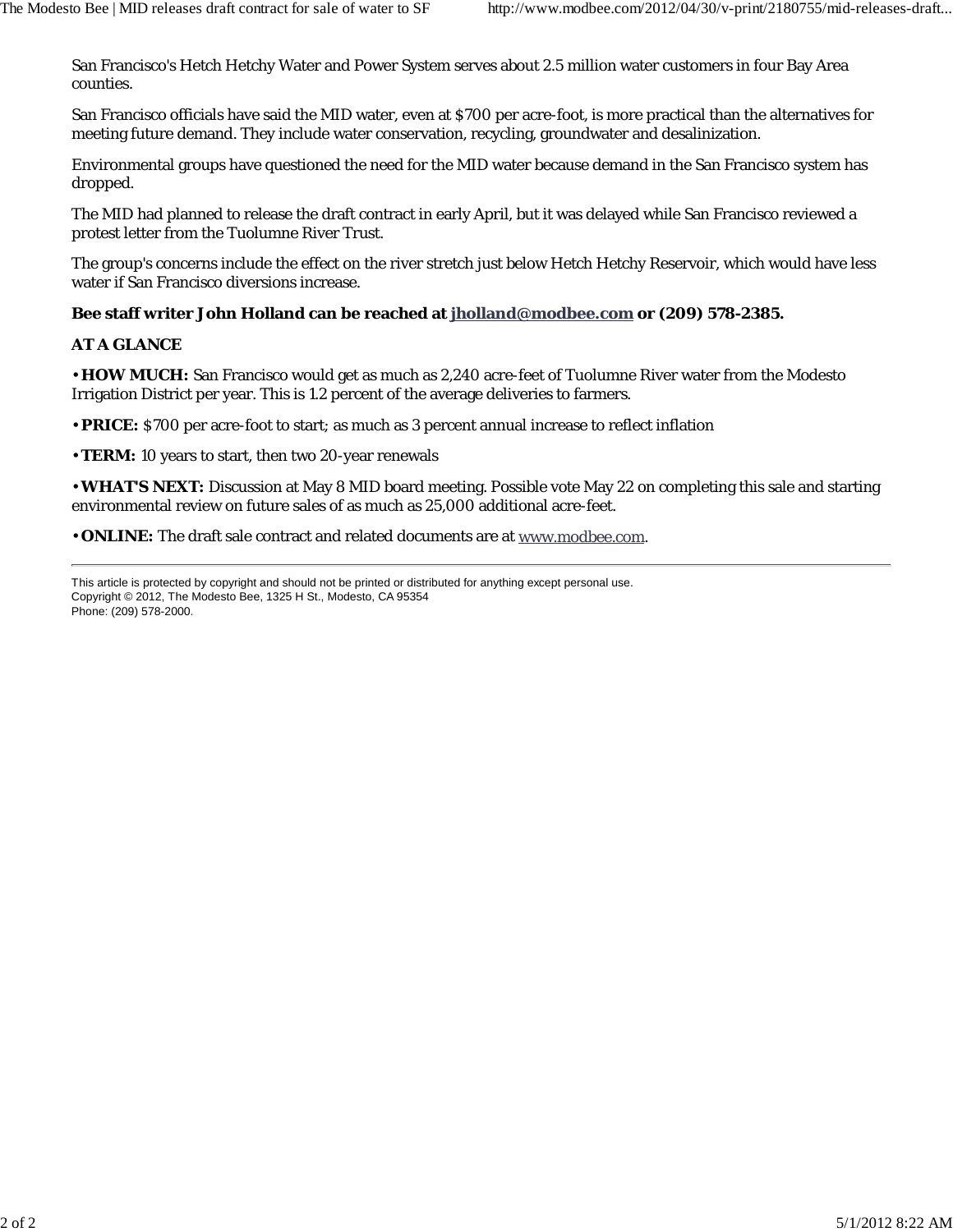San Francisco's Hetch Hetchy Water and Power System serves about 2.5 million water customers in four Bay Area counties.

San Francisco officials have said the MID water, even at $700 per acre-foot, is more practical than the alternatives for meeting future demand. They include water conservation, recycling, groundwater and desalinization.

Environmental groups have questioned the need for the MID water because demand in the San Francisco system has dropped.

The MID had planned to release the draft contract in early April, but it was delayed while San Francisco reviewed a protest letter from the Tuolumne River Trust.

The group's concerns include the effect on the river stretch just below Hetch Hetchy Reservoir, which would have less water if San Francisco diversions increase.

**Bee staff writer John Holland can be reached at jholland@modbee.com or (209) 578-2385.**

**AT A GLANCE**

• **HOW MUCH:** San Francisco would get as much as 2,240 acre-feet of Tuolumne River water from the Modesto Irrigation District per year. This is 1.2 percent of the average deliveries to farmers.

• **PRICE:** $700 per acre-foot to start; as much as 3 percent annual increase to reflect inflation

• **TERM:** 10 years to start, then two 20-year renewals

• **WHAT'S NEXT:** Discussion at May 8 MID board meeting. Possible vote May 22 on completing this sale and starting environmental review on future sales of as much as 25,000 additional acre-feet.

• **ONLINE:** The draft sale contract and related documents are at www.modbee.com.

---

This article is protected by copyright and should not be printed or distributed for anything except personal use.
Copyright © 2012, The Modesto Bee, 1325 H St., Modesto, CA 95354
Phone: (209) 578-2000.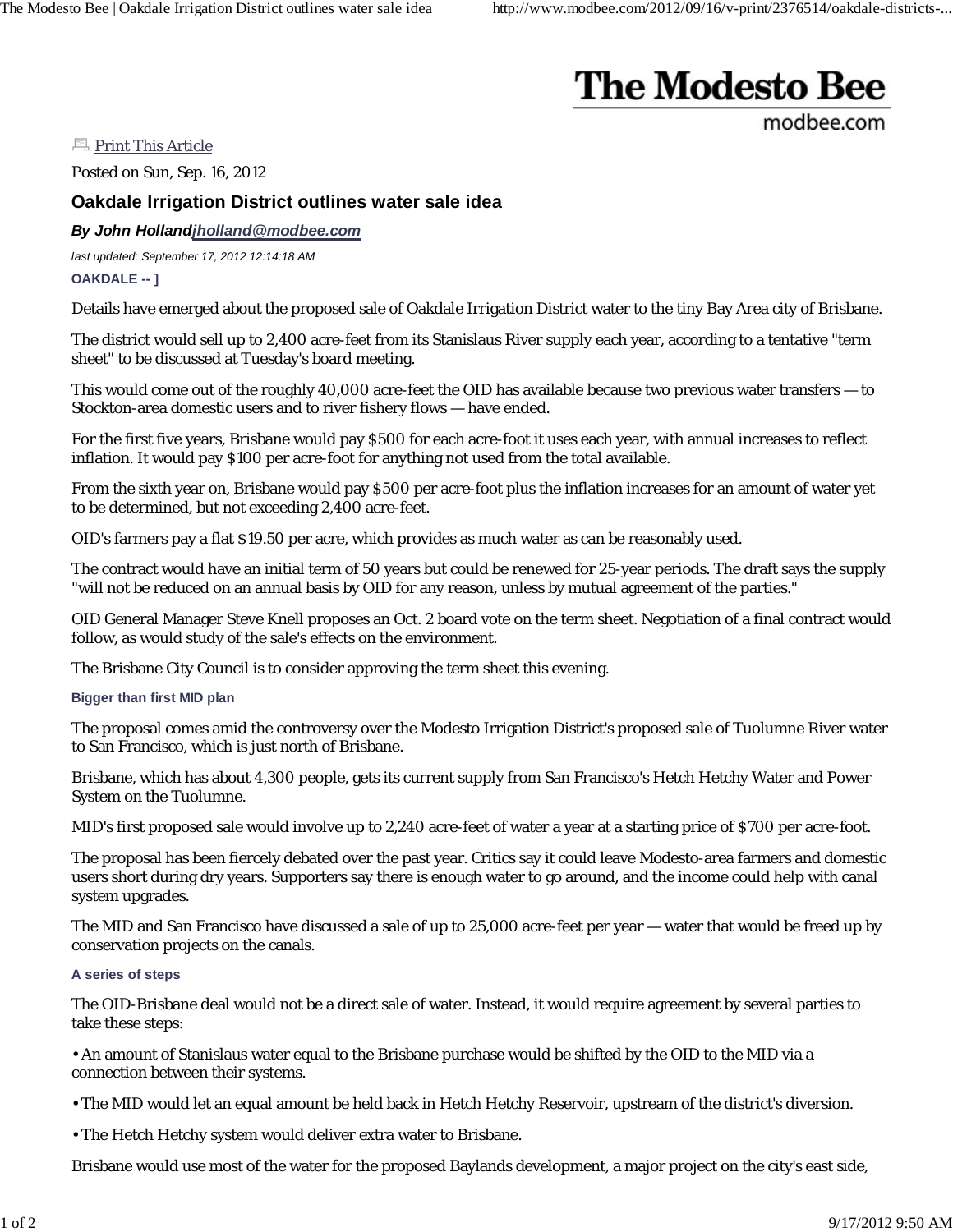The Modesto Bee
modbee.com

Print This Article

Posted on Sun, Sep. 16, 2012

## Oakdale Irrigation District outlines water sale idea

***By John Holland*** ***jholland@modbee.com***

*last updated: September 17, 2012 12:14:18 AM*

**OAKDALE -- ]**

Details have emerged about the proposed sale of Oakdale Irrigation District water to the tiny Bay Area city of Brisbane.

The district would sell up to 2,400 acre-feet from its Stanislaus River supply each year, according to a tentative "term sheet" to be discussed at Tuesday's board meeting.

This would come out of the roughly 40,000 acre-feet the OID has available because two previous water transfers — to Stockton-area domestic users and to river fishery flows — have ended.

For the first five years, Brisbane would pay $500 for each acre-foot it uses each year, with annual increases to reflect inflation. It would pay $100 per acre-foot for anything not used from the total available.

From the sixth year on, Brisbane would pay $500 per acre-foot plus the inflation increases for an amount of water yet to be determined, but not exceeding 2,400 acre-feet.

OID's farmers pay a flat $19.50 per acre, which provides as much water as can be reasonably used.

The contract would have an initial term of 50 years but could be renewed for 25-year periods. The draft says the supply "will not be reduced on an annual basis by OID for any reason, unless by mutual agreement of the parties."

OID General Manager Steve Knell proposes an Oct. 2 board vote on the term sheet. Negotiation of a final contract would follow, as would study of the sale's effects on the environment.

The Brisbane City Council is to consider approving the term sheet this evening.

### Bigger than first MID plan

The proposal comes amid the controversy over the Modesto Irrigation District's proposed sale of Tuolumne River water to San Francisco, which is just north of Brisbane.

Brisbane, which has about 4,300 people, gets its current supply from San Francisco's Hetch Hetchy Water and Power System on the Tuolumne.

MID's first proposed sale would involve up to 2,240 acre-feet of water a year at a starting price of $700 per acre-foot.

The proposal has been fiercely debated over the past year. Critics say it could leave Modesto-area farmers and domestic users short during dry years. Supporters say there is enough water to go around, and the income could help with canal system upgrades.

The MID and San Francisco have discussed a sale of up to 25,000 acre-feet per year — water that would be freed up by conservation projects on the canals.

### A series of steps

The OID-Brisbane deal would not be a direct sale of water. Instead, it would require agreement by several parties to take these steps:

- An amount of Stanislaus water equal to the Brisbane purchase would be shifted by the OID to the MID via a connection between their systems.
- The MID would let an equal amount be held back in Hetch Hetchy Reservoir, upstream of the district's diversion.
- The Hetch Hetchy system would deliver extra water to Brisbane.

Brisbane would use most of the water for the proposed Baylands development, a major project on the city's east side,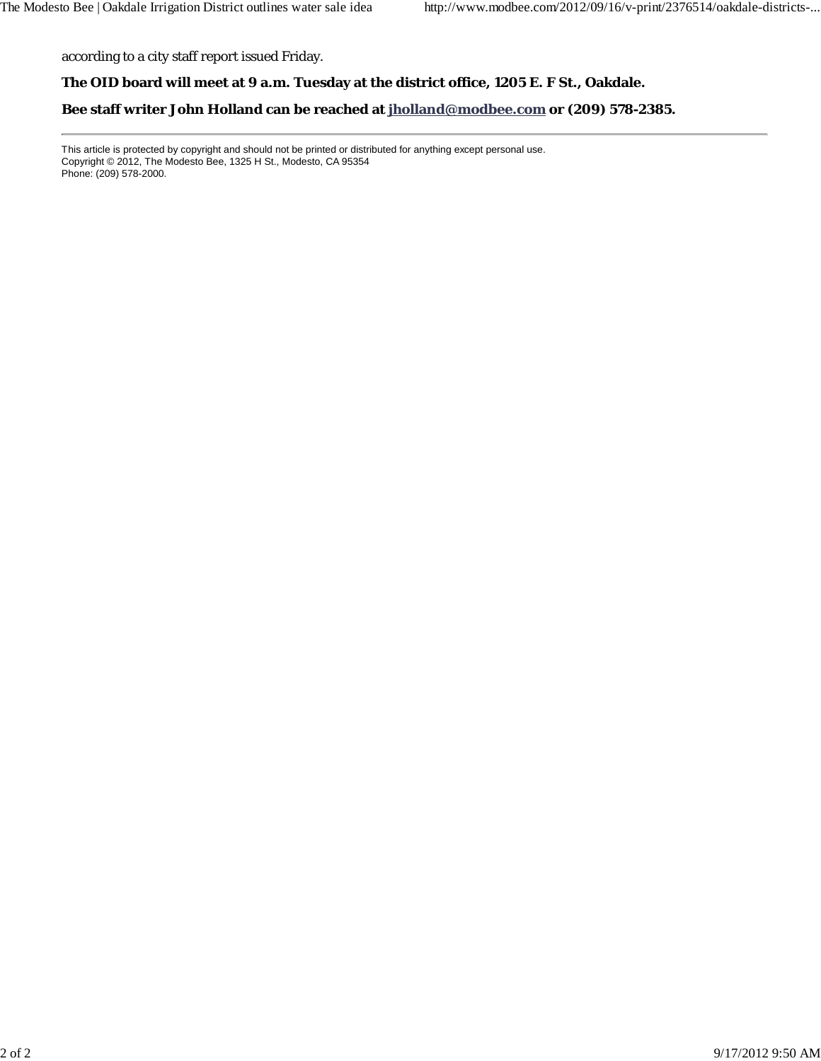according to a city staff report issued Friday.

**The OID board will meet at 9 a.m. Tuesday at the district office, 1205 E. F St., Oakdale.**

**Bee staff writer John Holland can be reached at jholland@modbee.com or (209) 578-2385.**

---

This article is protected by copyright and should not be printed or distributed for anything except personal use.
Copyright © 2012, The Modesto Bee, 1325 H St., Modesto, CA 95354
Phone: (209) 578-2000.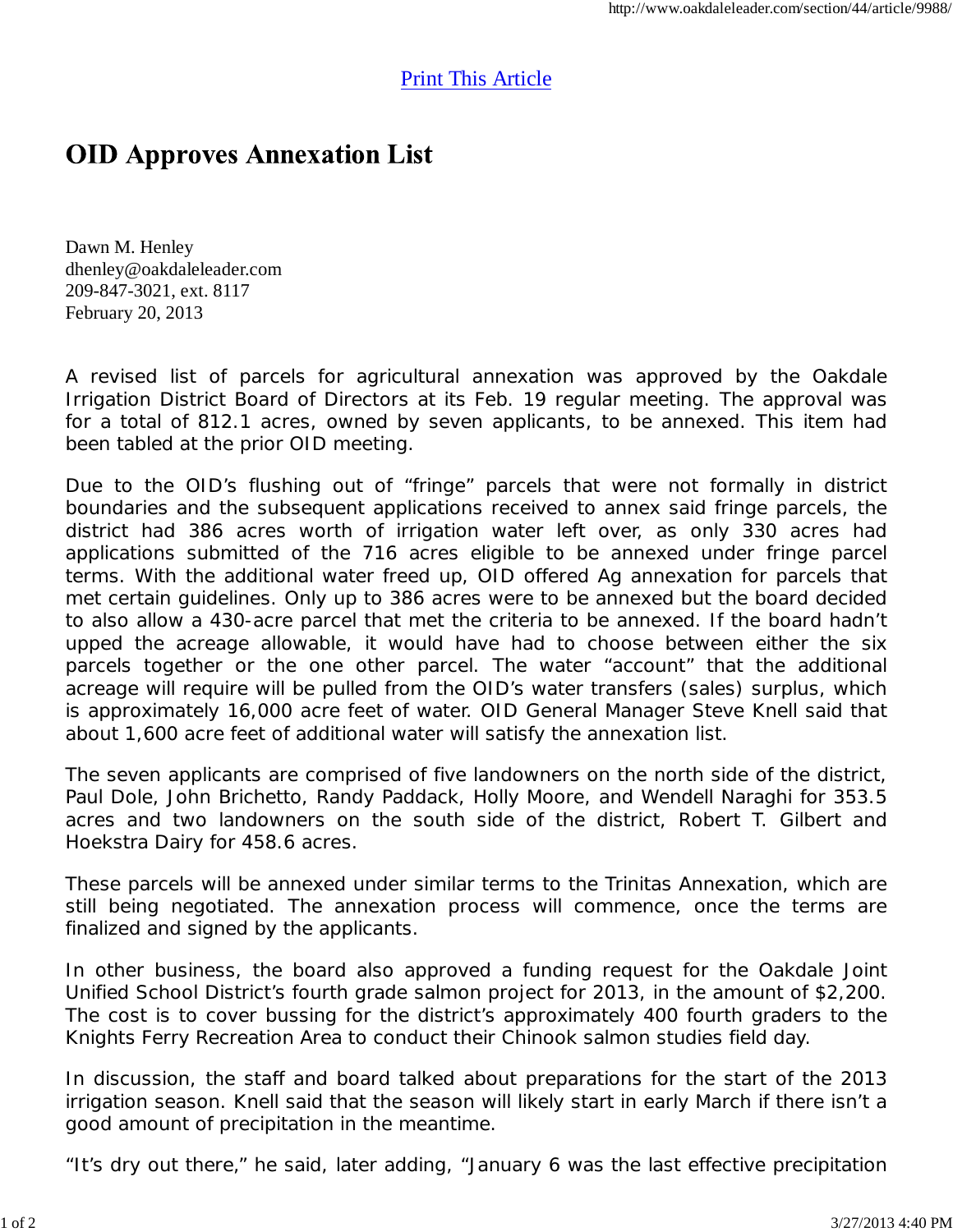Print This Article

# OID Approves Annexation List

Dawn M. Henley
dhenley@oakdaleleader.com
209-847-3021, ext. 8117
February 20, 2013

A revised list of parcels for agricultural annexation was approved by the Oakdale Irrigation District Board of Directors at its Feb. 19 regular meeting. The approval was for a total of 812.1 acres, owned by seven applicants, to be annexed. This item had been tabled at the prior OID meeting.

Due to the OID's flushing out of "fringe" parcels that were not formally in district boundaries and the subsequent applications received to annex said fringe parcels, the district had 386 acres worth of irrigation water left over, as only 330 acres had applications submitted of the 716 acres eligible to be annexed under fringe parcel terms. With the additional water freed up, OID offered Ag annexation for parcels that met certain guidelines. Only up to 386 acres were to be annexed but the board decided to also allow a 430-acre parcel that met the criteria to be annexed. If the board hadn't upped the acreage allowable, it would have had to choose between either the six parcels together or the one other parcel. The water "account" that the additional acreage will require will be pulled from the OID's water transfers (sales) surplus, which is approximately 16,000 acre feet of water. OID General Manager Steve Knell said that about 1,600 acre feet of additional water will satisfy the annexation list.

The seven applicants are comprised of five landowners on the north side of the district, Paul Dole, John Brichetto, Randy Paddack, Holly Moore, and Wendell Naraghi for 353.5 acres and two landowners on the south side of the district, Robert T. Gilbert and Hoekstra Dairy for 458.6 acres.

These parcels will be annexed under similar terms to the Trinitas Annexation, which are still being negotiated. The annexation process will commence, once the terms are finalized and signed by the applicants.

In other business, the board also approved a funding request for the Oakdale Joint Unified School District's fourth grade salmon project for 2013, in the amount of $2,200. The cost is to cover bussing for the district's approximately 400 fourth graders to the Knights Ferry Recreation Area to conduct their Chinook salmon studies field day.

In discussion, the staff and board talked about preparations for the start of the 2013 irrigation season. Knell said that the season will likely start in early March if there isn't a good amount of precipitation in the meantime.

"It's dry out there," he said, later adding, "January 6 was the last effective precipitation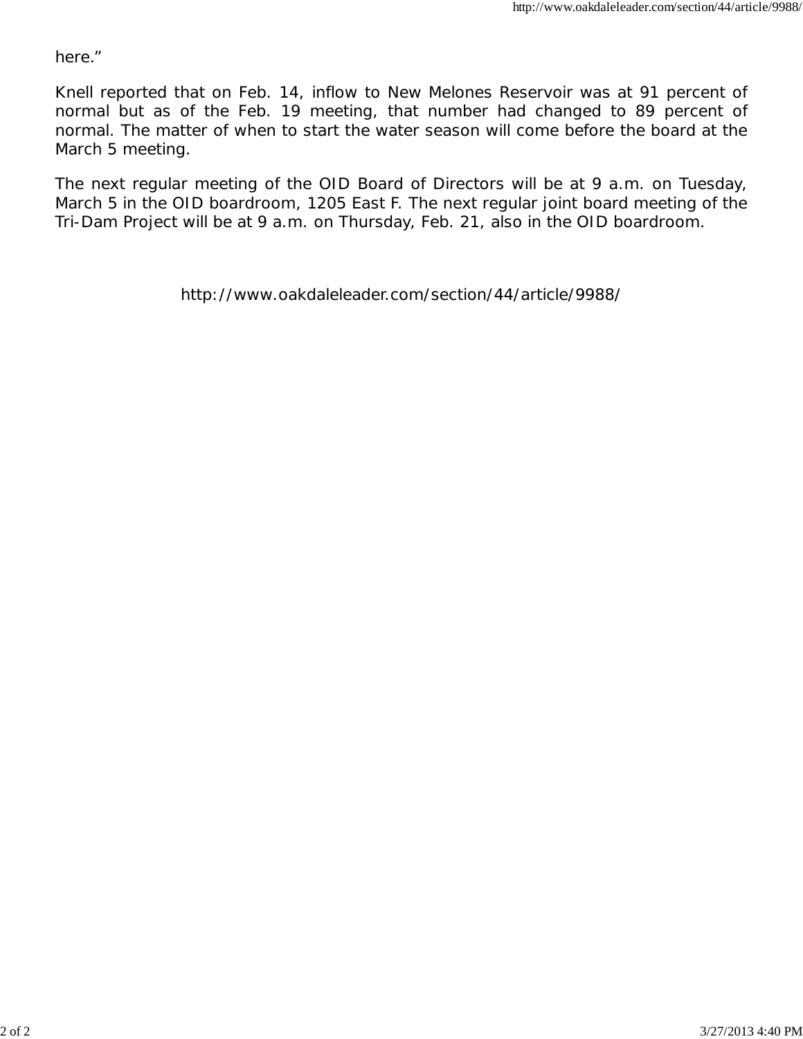here."

Knell reported that on Feb. 14, inflow to New Melones Reservoir was at 91 percent of normal but as of the Feb. 19 meeting, that number had changed to 89 percent of normal. The matter of when to start the water season will come before the board at the March 5 meeting.

The next regular meeting of the OID Board of Directors will be at 9 a.m. on Tuesday, March 5 in the OID boardroom, 1205 East F. The next regular joint board meeting of the Tri-Dam Project will be at 9 a.m. on Thursday, Feb. 21, also in the OID boardroom.

http://www.oakdaleleader.com/section/44/article/9988/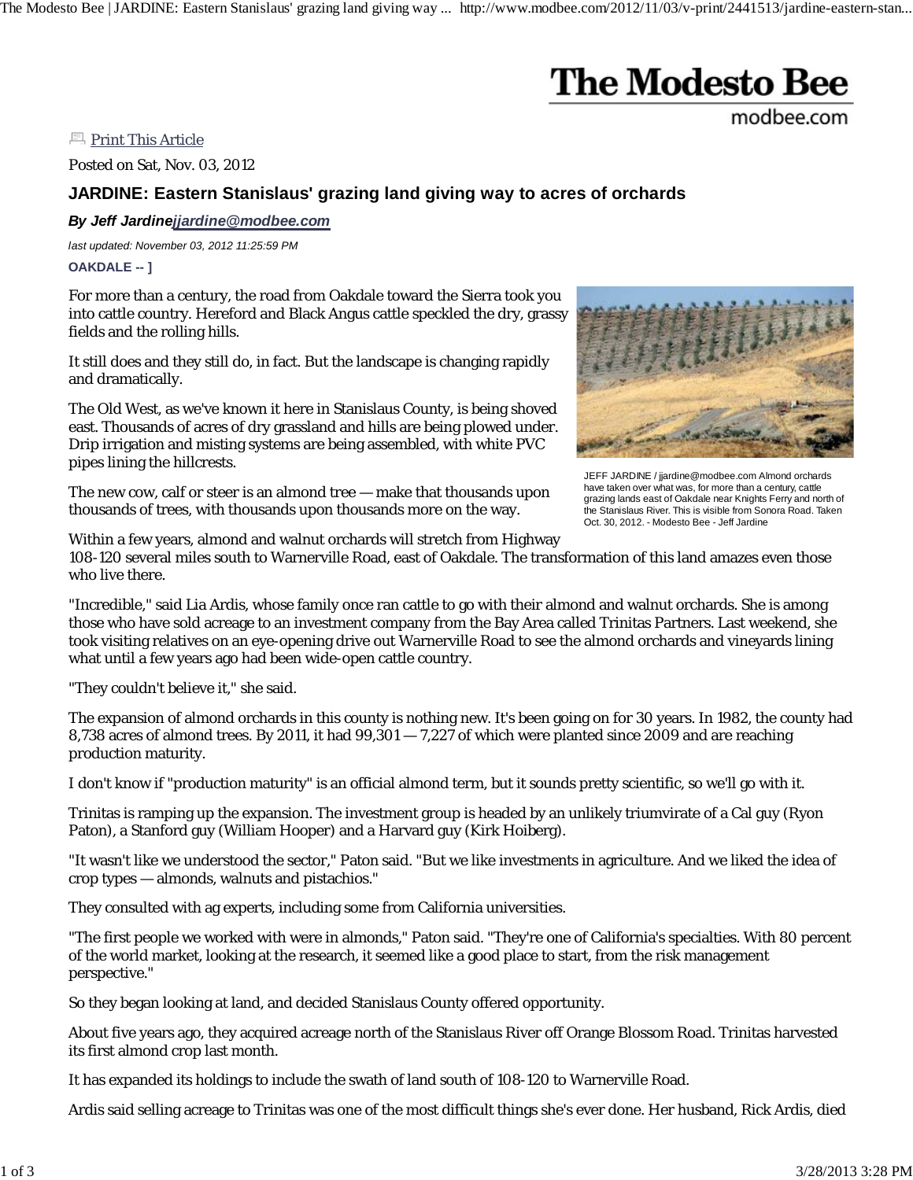# The Modesto Bee

modbee.com

Print This Article

Posted on Sat, Nov. 03, 2012

## JARDINE: Eastern Stanislaus' grazing land giving way to acres of orchards

***By Jeff Jardine jjardine@modbee.com***

*last updated: November 03, 2012 11:25:59 PM*

**OAKDALE -- ]**

For more than a century, the road from Oakdale toward the Sierra took you into cattle country. Hereford and Black Angus cattle speckled the dry, grassy fields and the rolling hills.

It still does and they still do, in fact. But the landscape is changing rapidly and dramatically.

The Old West, as we've known it here in Stanislaus County, is being shoved east. Thousands of acres of dry grassland and hills are being plowed under. Drip irrigation and misting systems are being assembled, with white PVC pipes lining the hillcrests.

The new cow, calf or steer is an almond tree — make that thousands upon thousands of trees, with thousands upon thousands more on the way.

JEFF JARDINE / jjardine@modbee.com Almond orchards have taken over what was, for more than a century, cattle grazing lands east of Oakdale near Knights Ferry and north of the Stanislaus River. This is visible from Sonora Road. Taken Oct. 30, 2012. - Modesto Bee - Jeff Jardine

Within a few years, almond and walnut orchards will stretch from Highway 108-120 several miles south to Warnerville Road, east of Oakdale. The transformation of this land amazes even those who live there.

"Incredible," said Lia Ardis, whose family once ran cattle to go with their almond and walnut orchards. She is among those who have sold acreage to an investment company from the Bay Area called Trinitas Partners. Last weekend, she took visiting relatives on an eye-opening drive out Warnerville Road to see the almond orchards and vineyards lining what until a few years ago had been wide-open cattle country.

"They couldn't believe it," she said.

The expansion of almond orchards in this county is nothing new. It's been going on for 30 years. In 1982, the county had 8,738 acres of almond trees. By 2011, it had 99,301 — 7,227 of which were planted since 2009 and are reaching production maturity.

I don't know if "production maturity" is an official almond term, but it sounds pretty scientific, so we'll go with it.

Trinitas is ramping up the expansion. The investment group is headed by an unlikely triumvirate of a Cal guy (Ryon Paton), a Stanford guy (William Hooper) and a Harvard guy (Kirk Hoiberg).

"It wasn't like we understood the sector," Paton said. "But we like investments in agriculture. And we liked the idea of crop types — almonds, walnuts and pistachios."

They consulted with ag experts, including some from California universities.

"The first people we worked with were in almonds," Paton said. "They're one of California's specialties. With 80 percent of the world market, looking at the research, it seemed like a good place to start, from the risk management perspective."

So they began looking at land, and decided Stanislaus County offered opportunity.

About five years ago, they acquired acreage north of the Stanislaus River off Orange Blossom Road. Trinitas harvested its first almond crop last month.

It has expanded its holdings to include the swath of land south of 108-120 to Warnerville Road.

Ardis said selling acreage to Trinitas was one of the most difficult things she's ever done. Her husband, Rick Ardis, died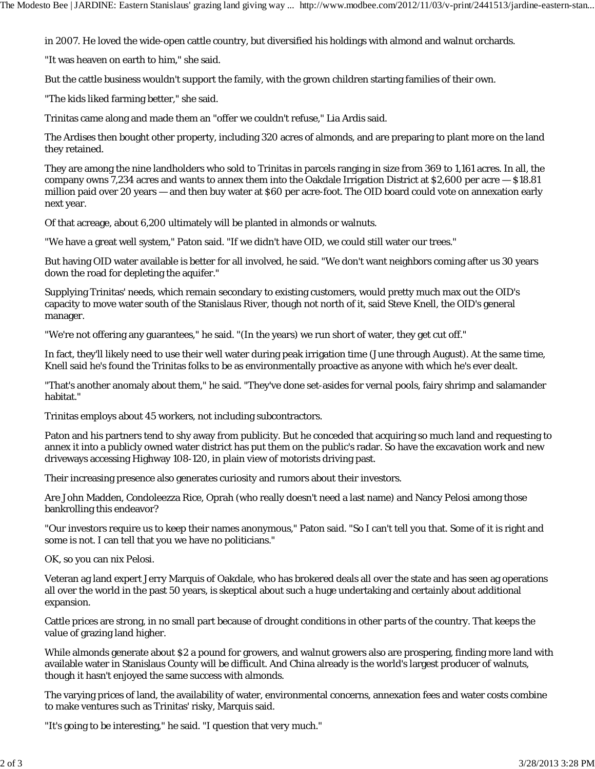in 2007. He loved the wide-open cattle country, but diversified his holdings with almond and walnut orchards.

"It was heaven on earth to him," she said.

But the cattle business wouldn't support the family, with the grown children starting families of their own.

"The kids liked farming better," she said.

Trinitas came along and made them an "offer we couldn't refuse," Lia Ardis said.

The Ardises then bought other property, including 320 acres of almonds, and are preparing to plant more on the land they retained.

They are among the nine landholders who sold to Trinitas in parcels ranging in size from 369 to 1,161 acres. In all, the company owns 7,234 acres and wants to annex them into the Oakdale Irrigation District at $2,600 per acre — $18.81 million paid over 20 years — and then buy water at $60 per acre-foot. The OID board could vote on annexation early next year.

Of that acreage, about 6,200 ultimately will be planted in almonds or walnuts.

"We have a great well system," Paton said. "If we didn't have OID, we could still water our trees."

But having OID water available is better for all involved, he said. "We don't want neighbors coming after us 30 years down the road for depleting the aquifer."

Supplying Trinitas' needs, which remain secondary to existing customers, would pretty much max out the OID's capacity to move water south of the Stanislaus River, though not north of it, said Steve Knell, the OID's general manager.

"We're not offering any guarantees," he said. "(In the years) we run short of water, they get cut off."

In fact, they'll likely need to use their well water during peak irrigation time (June through August). At the same time, Knell said he's found the Trinitas folks to be as environmentally proactive as anyone with which he's ever dealt.

"That's another anomaly about them," he said. "They've done set-asides for vernal pools, fairy shrimp and salamander habitat."

Trinitas employs about 45 workers, not including subcontractors.

Paton and his partners tend to shy away from publicity. But he conceded that acquiring so much land and requesting to annex it into a publicly owned water district has put them on the public's radar. So have the excavation work and new driveways accessing Highway 108-120, in plain view of motorists driving past.

Their increasing presence also generates curiosity and rumors about their investors.

Are John Madden, Condoleezza Rice, Oprah (who really doesn't need a last name) and Nancy Pelosi among those bankrolling this endeavor?

"Our investors require us to keep their names anonymous," Paton said. "So I can't tell you that. Some of it is right and some is not. I can tell that you we have no politicians."

OK, so you can nix Pelosi.

Veteran ag land expert Jerry Marquis of Oakdale, who has brokered deals all over the state and has seen ag operations all over the world in the past 50 years, is skeptical about such a huge undertaking and certainly about additional expansion.

Cattle prices are strong, in no small part because of drought conditions in other parts of the country. That keeps the value of grazing land higher.

While almonds generate about $2 a pound for growers, and walnut growers also are prospering, finding more land with available water in Stanislaus County will be difficult. And China already is the world's largest producer of walnuts, though it hasn't enjoyed the same success with almonds.

The varying prices of land, the availability of water, environmental concerns, annexation fees and water costs combine to make ventures such as Trinitas' risky, Marquis said.

"It's going to be interesting," he said. "I question that very much."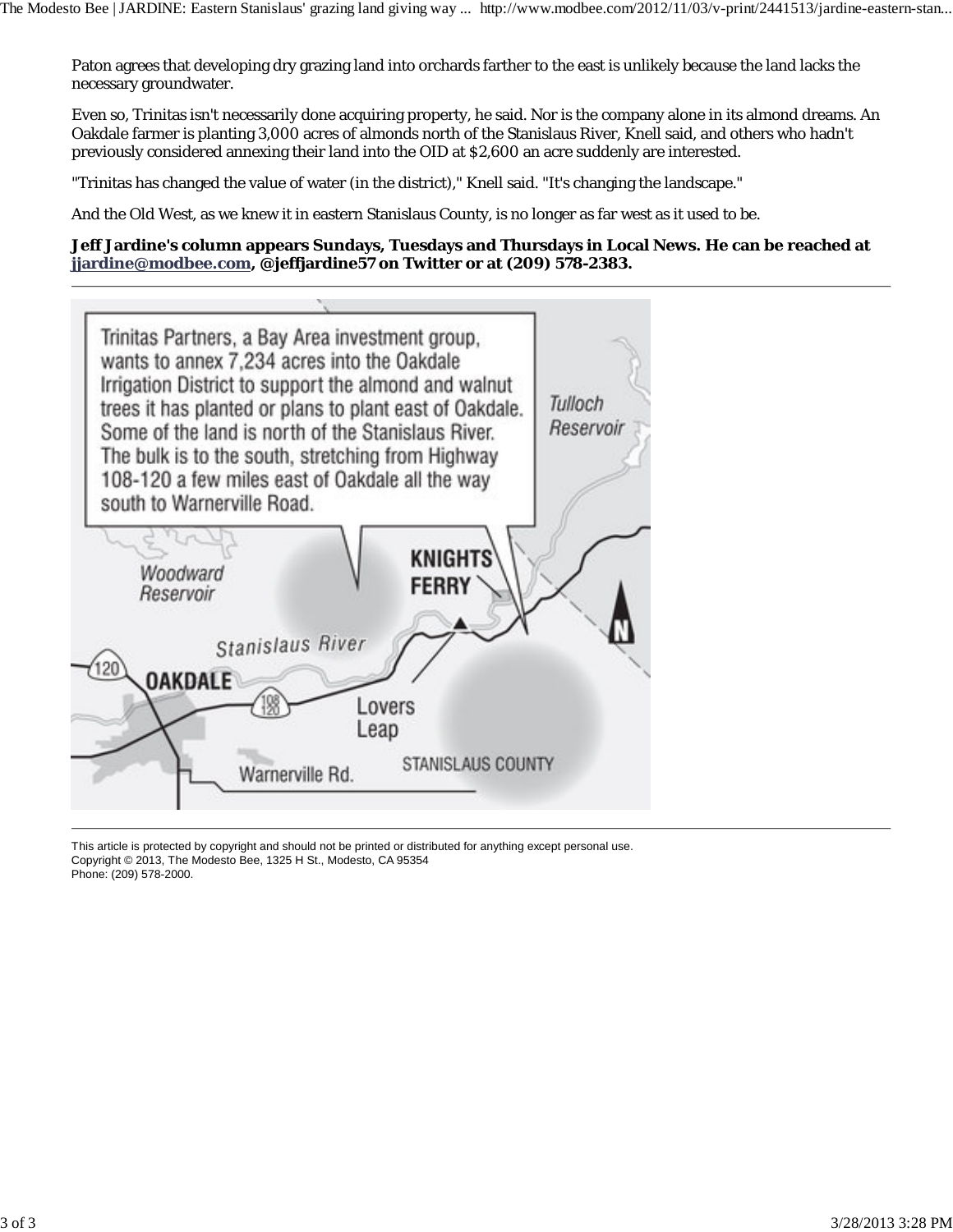Paton agrees that developing dry grazing land into orchards farther to the east is unlikely because the land lacks the necessary groundwater.

Even so, Trinitas isn't necessarily done acquiring property, he said. Nor is the company alone in its almond dreams. An Oakdale farmer is planting 3,000 acres of almonds north of the Stanislaus River, Knell said, and others who hadn't previously considered annexing their land into the OID at $2,600 an acre suddenly are interested.

"Trinitas has changed the value of water (in the district)," Knell said. "It's changing the landscape."

And the Old West, as we knew it in eastern Stanislaus County, is no longer as far west as it used to be.

**Jeff Jardine's column appears Sundays, Tuesdays and Thursdays in Local News. He can be reached at jjardine@modbee.com, @jeffjardine57 on Twitter or at (209) 578-2383.**

---

Trinitas Partners, a Bay Area investment group, wants to annex 7,234 acres into the Oakdale Irrigation District to support the almond and walnut trees it has planted or plans to plant east of Oakdale. Some of the land is north of the Stanislaus River. The bulk is to the south, stretching from Highway 108-120 a few miles east of Oakdale all the way south to Warnerville Road.

Tulloch Reservoir

Woodward Reservoir

KNIGHTS FERRY

Stanislaus River

120

OAKDALE

108 120

Lovers Leap

Warnerville Rd.

STANISLAUS COUNTY

N

---

This article is protected by copyright and should not be printed or distributed for anything except personal use.
Copyright © 2013, The Modesto Bee, 1325 H St., Modesto, CA 95354
Phone: (209) 578-2000.